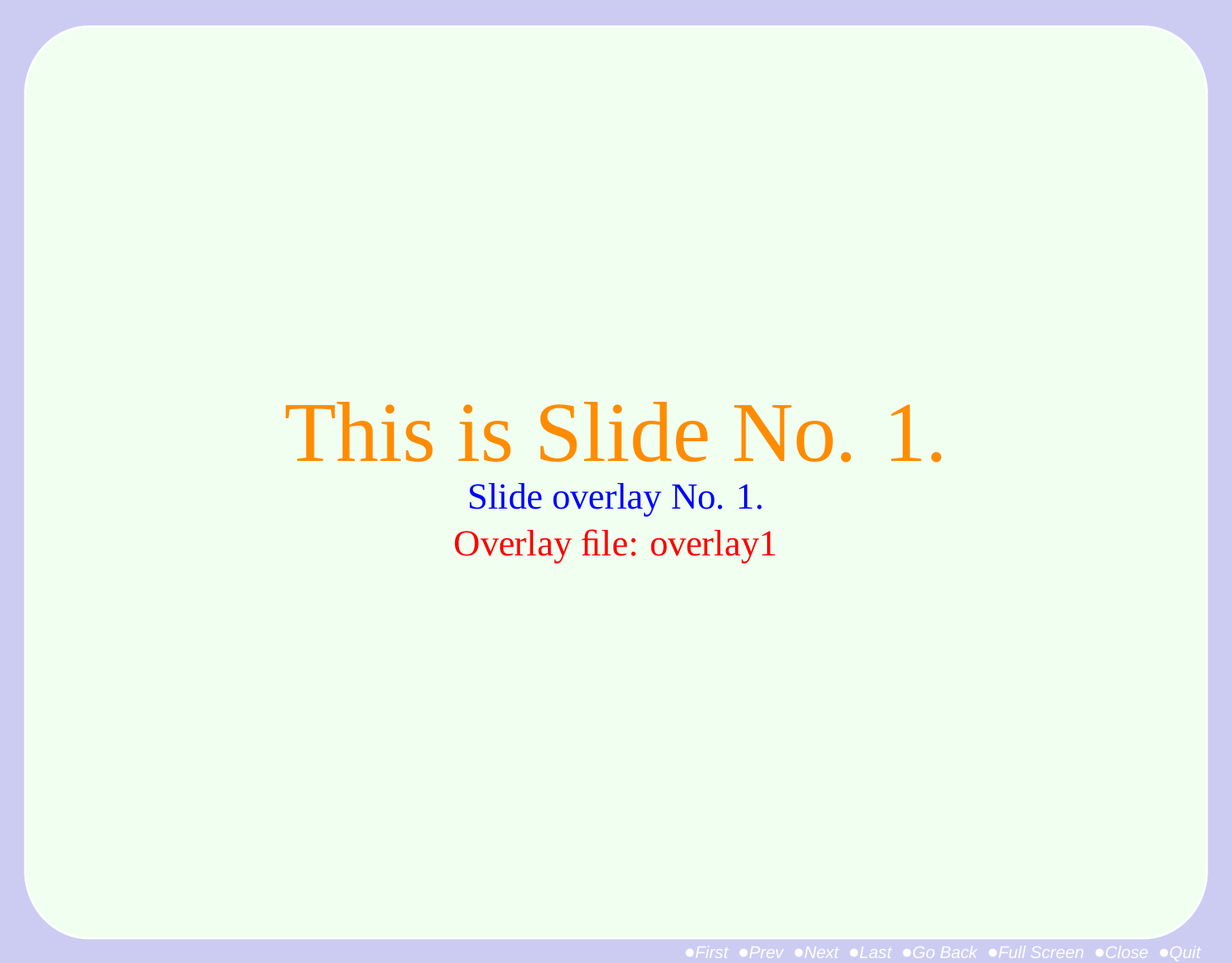# This is Slide No. 1.

Slide overlay No. 1.

Overlay file: overlay1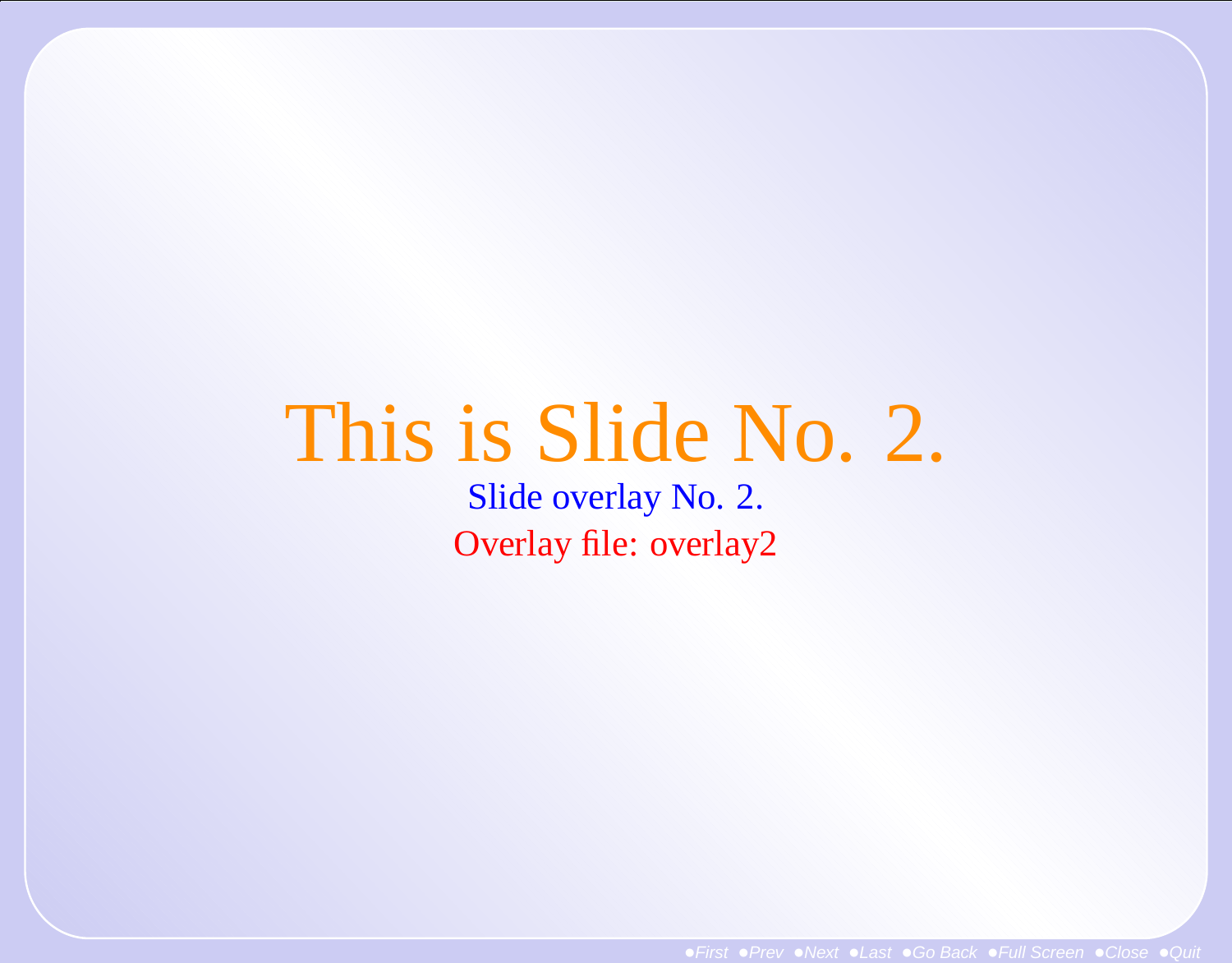# This is Slide No. 2.

Slide overlay No. 2.

Overlay file: overlay2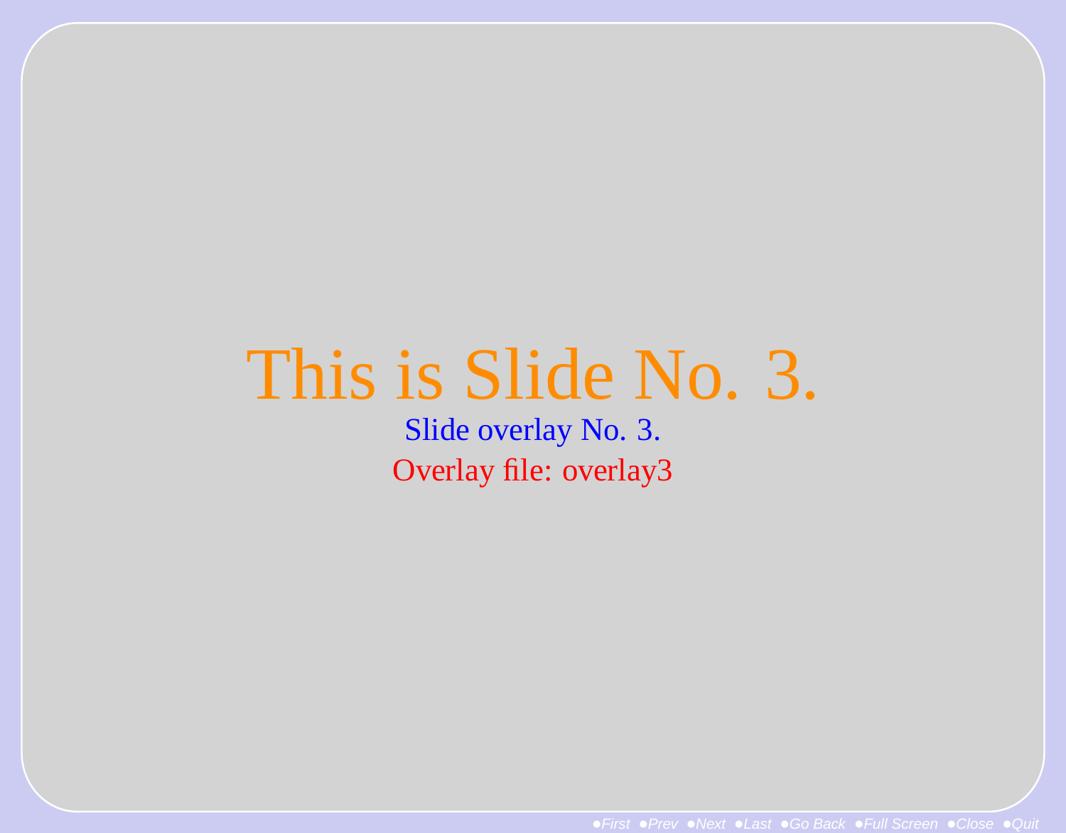# This is Slide No. 3.

Slide overlay No. 3.

Overlay file: overlay3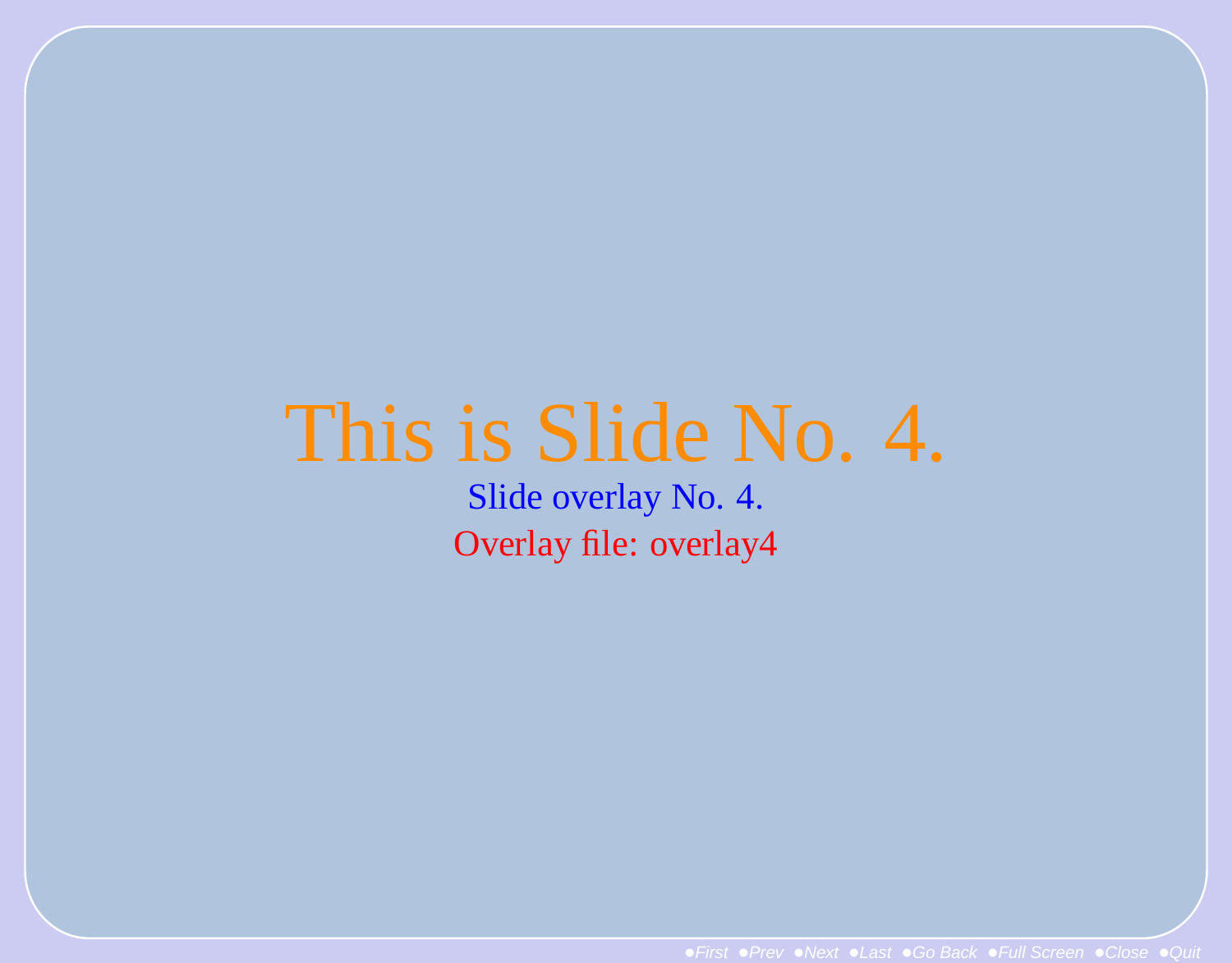# This is Slide No. 4.

Slide overlay No. 4.

Overlay file: overlay4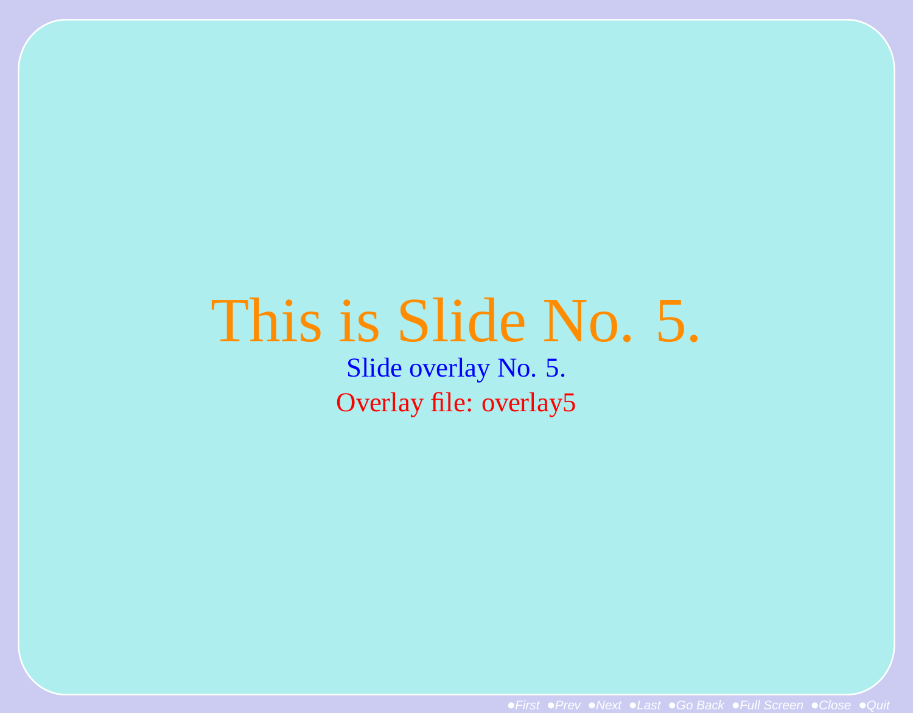# This is Slide No. 5.

Slide overlay No. 5.

Overlay file: overlay5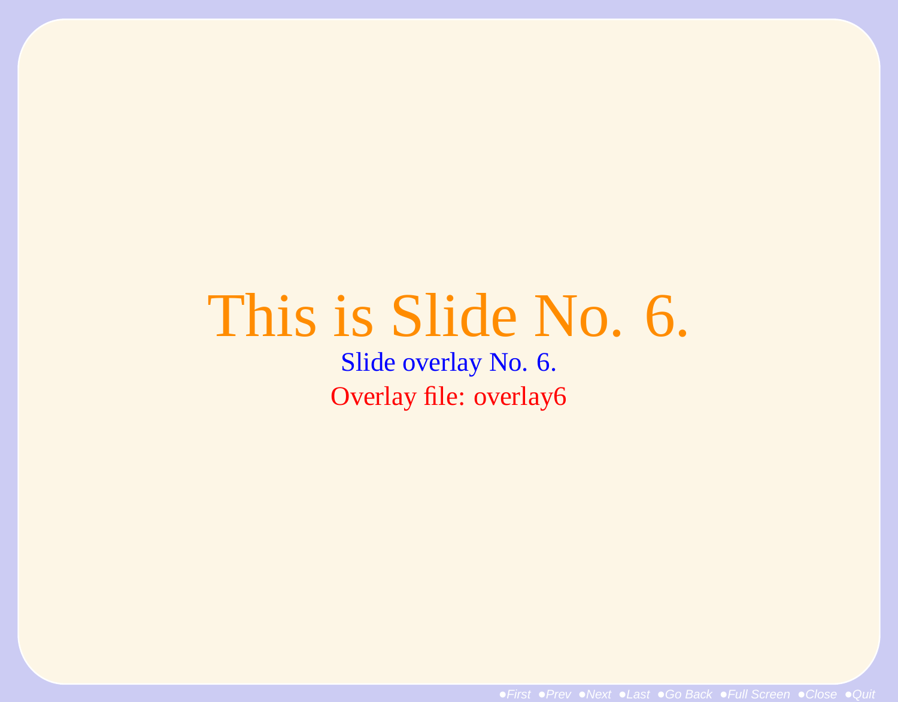# This is Slide No. 6.

Slide overlay No. 6.

Overlay file: overlay6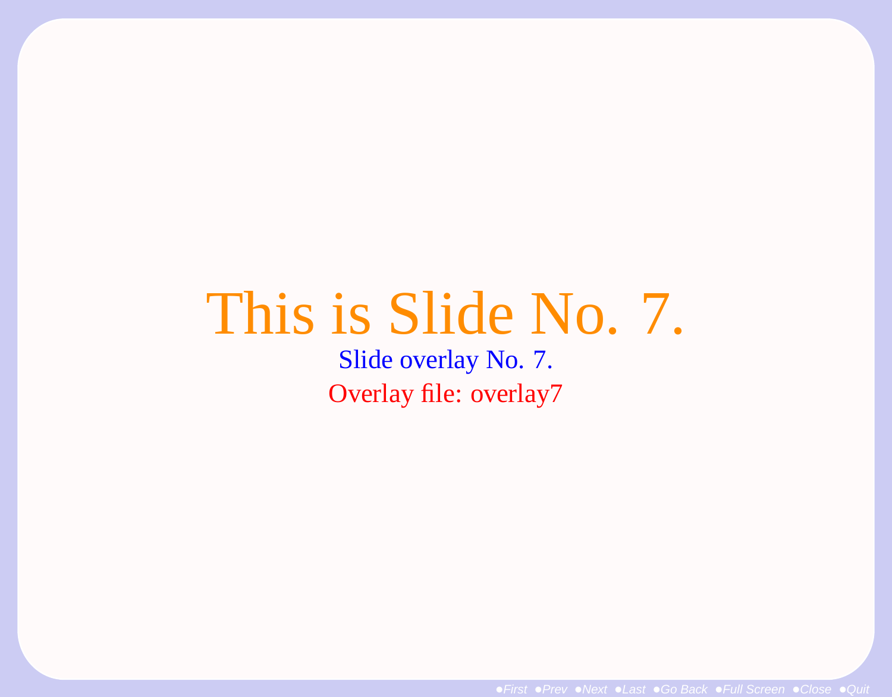# This is Slide No. 7.

Slide overlay No. 7.

Overlay file: overlay7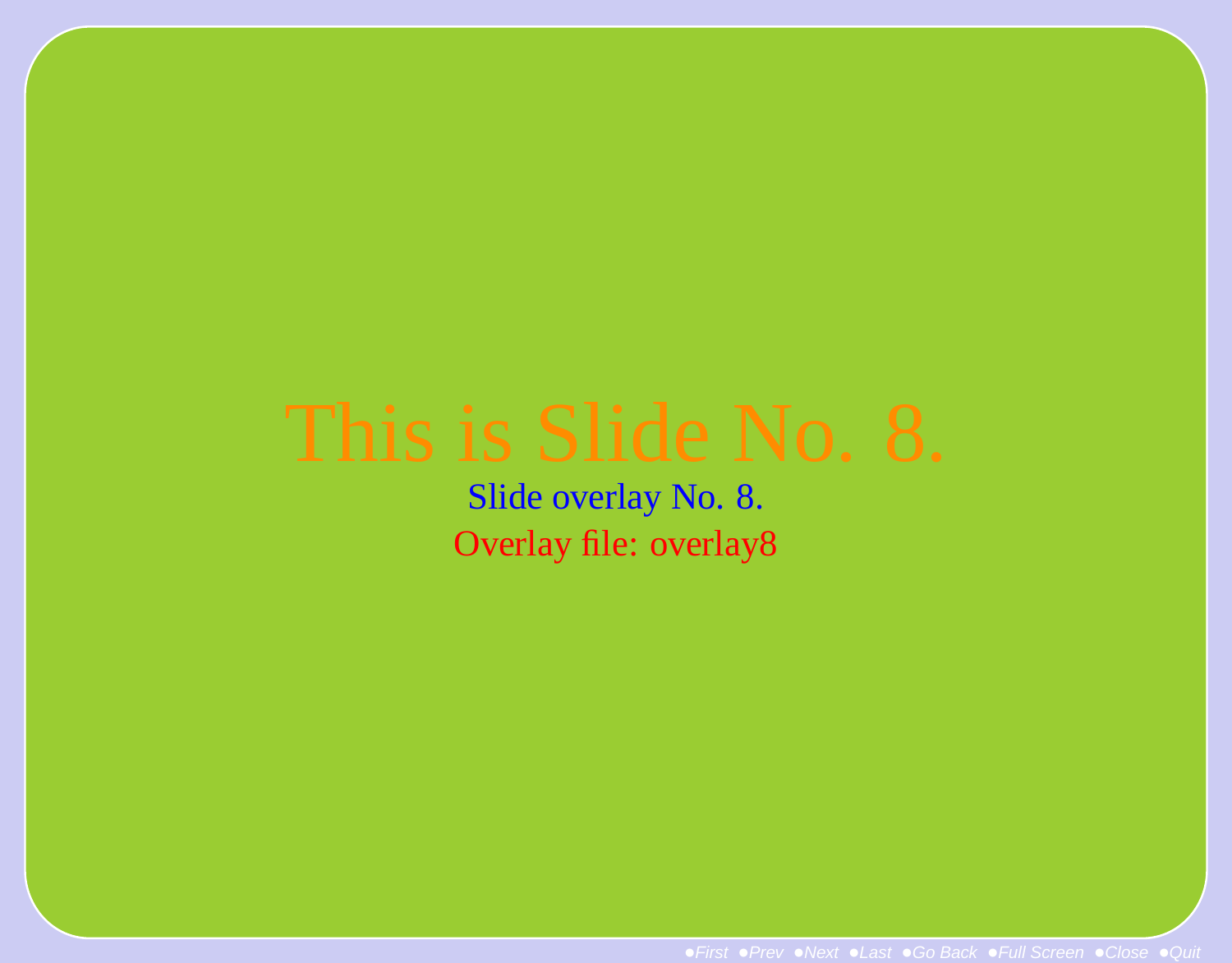# This is Slide No. 8.

Slide overlay No. 8.

Overlay file: overlay8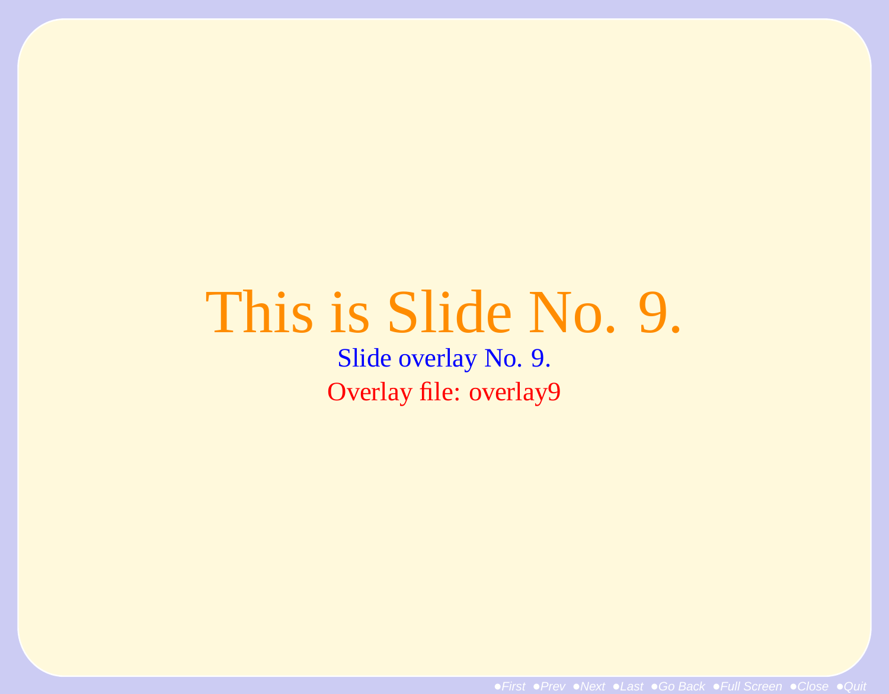# This is Slide No. 9.

Slide overlay No. 9.

Overlay file: overlay9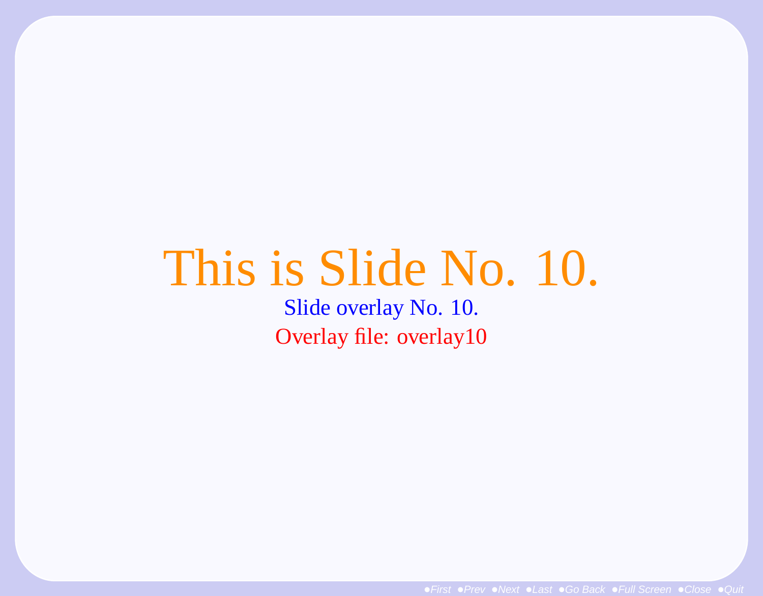# This is Slide No. 10.

Slide overlay No. 10.

Overlay file: overlay10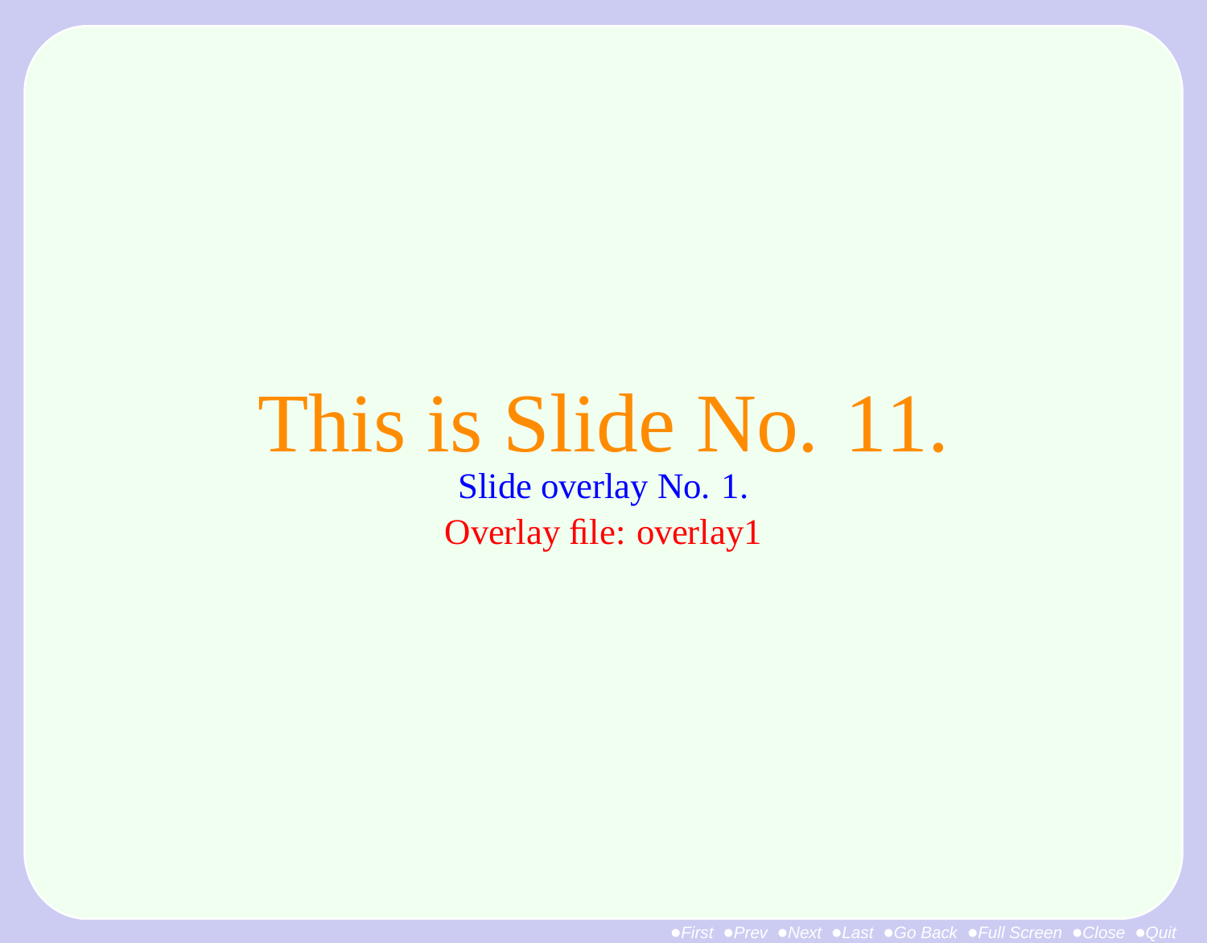# This is Slide No. 11.

Slide overlay No. 1.

Overlay file: overlay1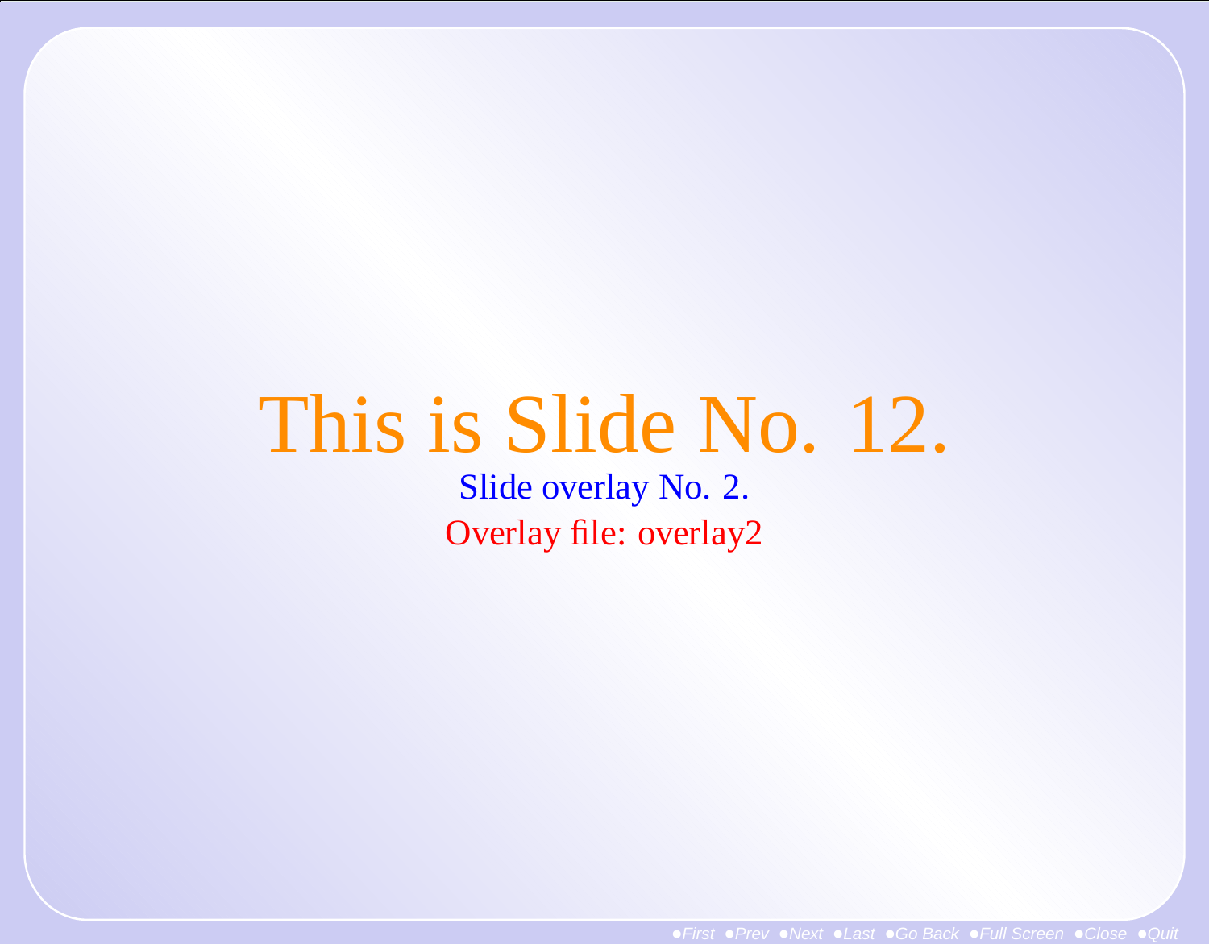# This is Slide No. 12.

Slide overlay No. 2.

Overlay file: overlay2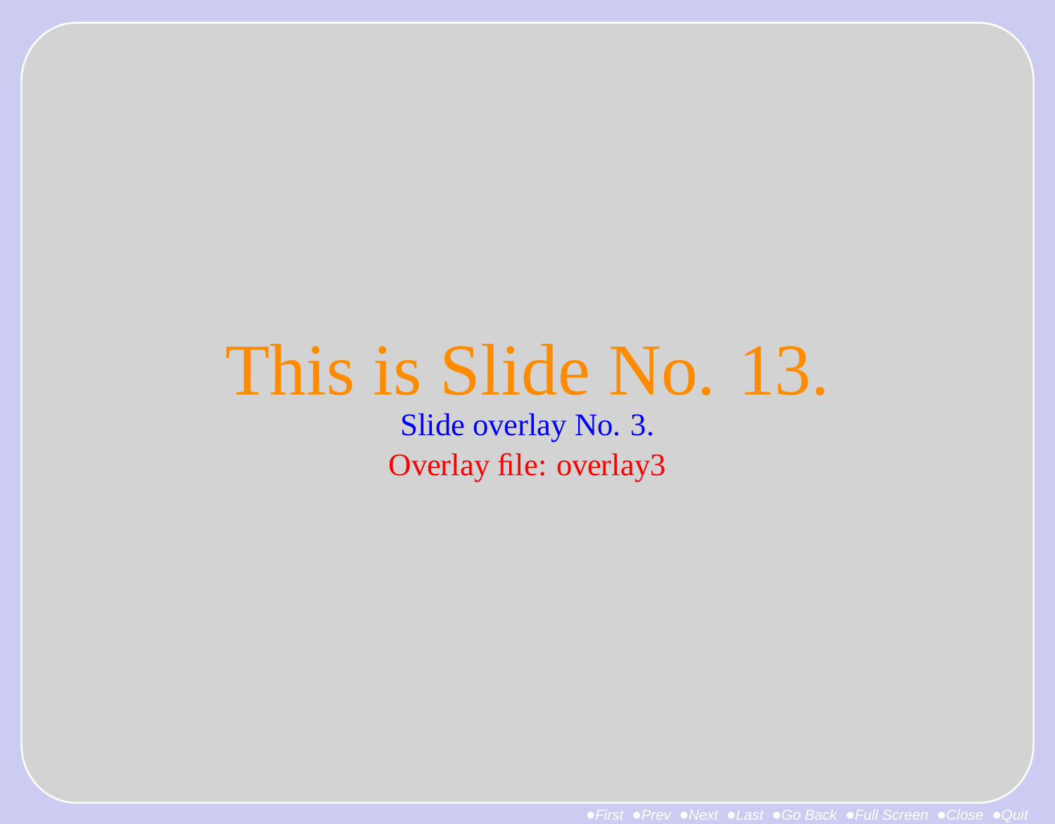This is Slide No. 13.

Slide overlay No. 3.

Overlay file: overlay3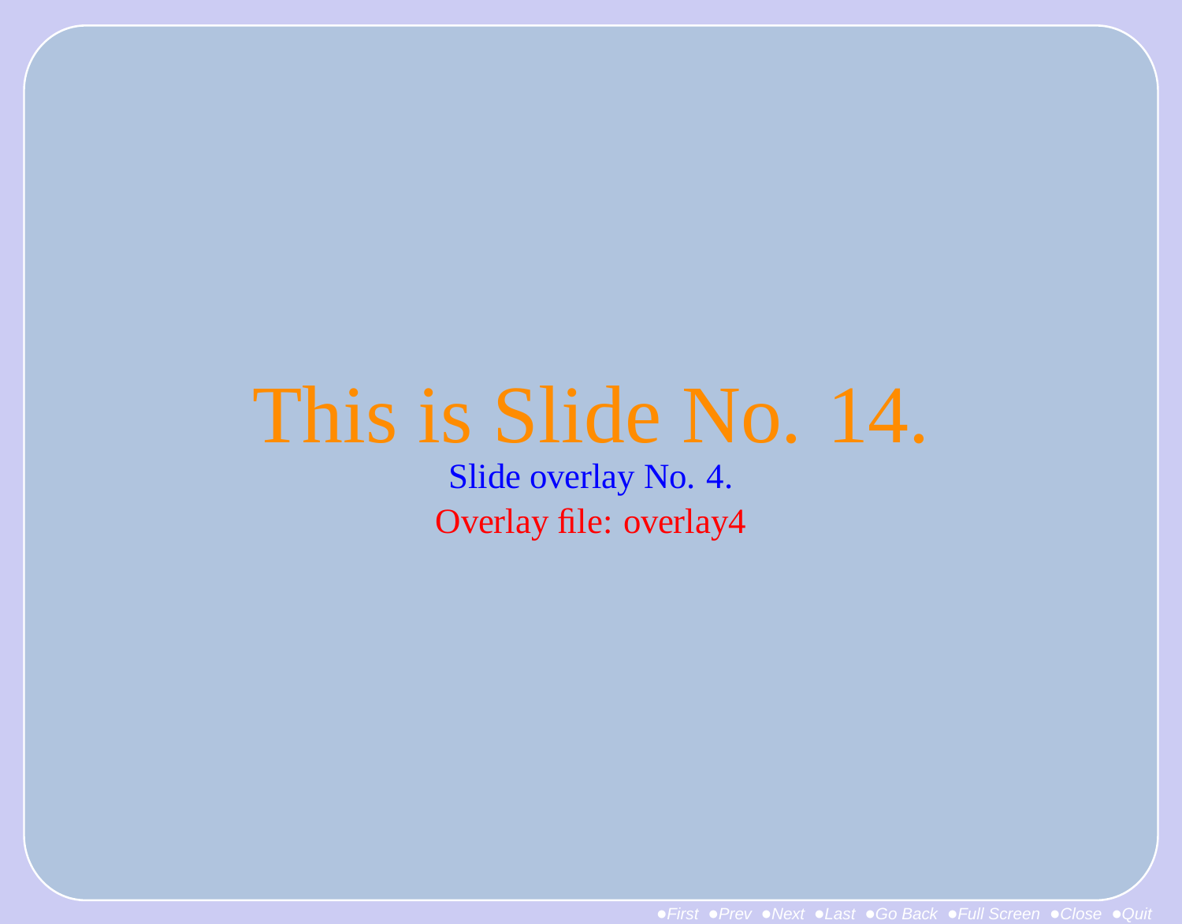# This is Slide No. 14.

Slide overlay No. 4.

Overlay file: overlay4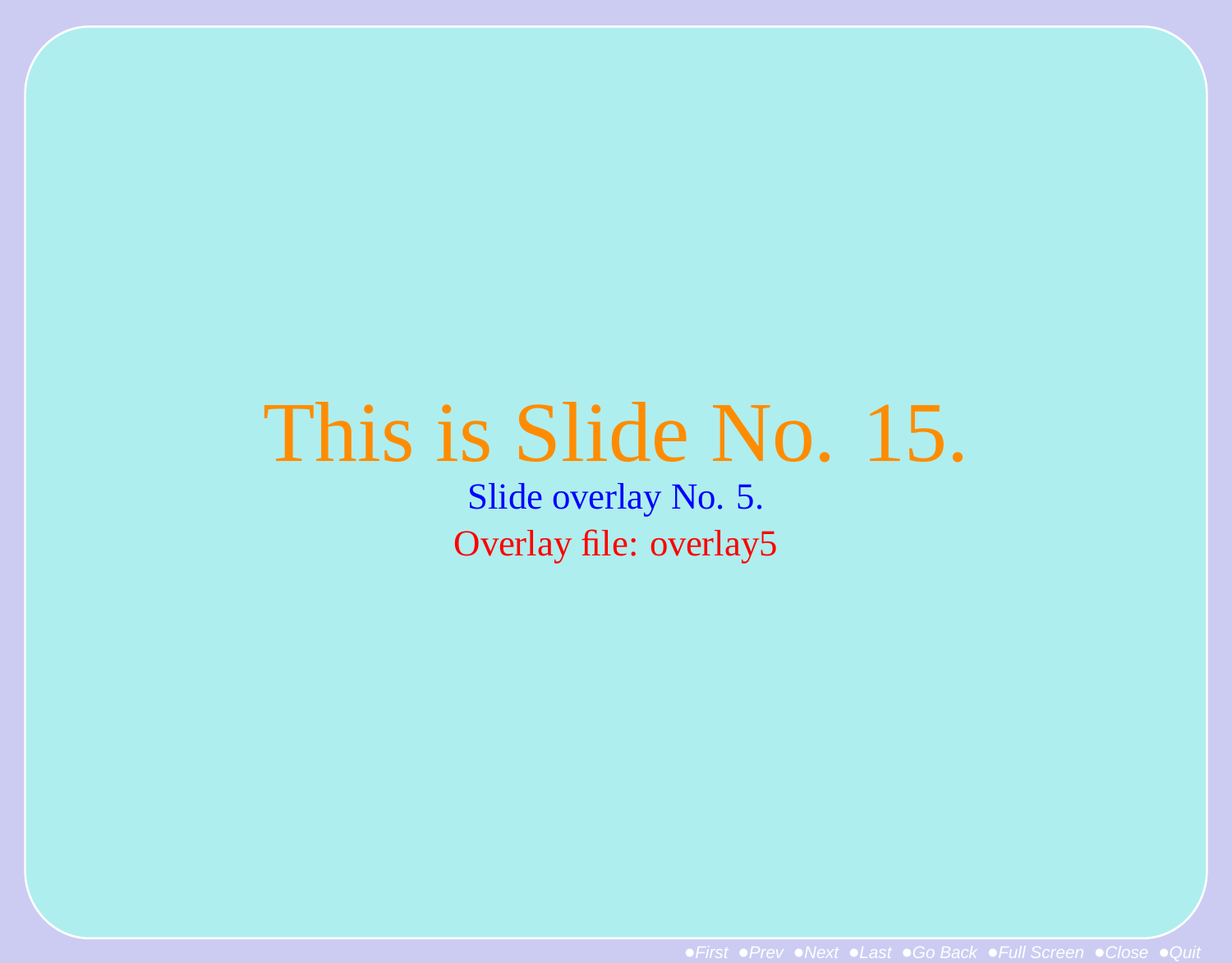# This is Slide No. 15.

Slide overlay No. 5.

Overlay file: overlay5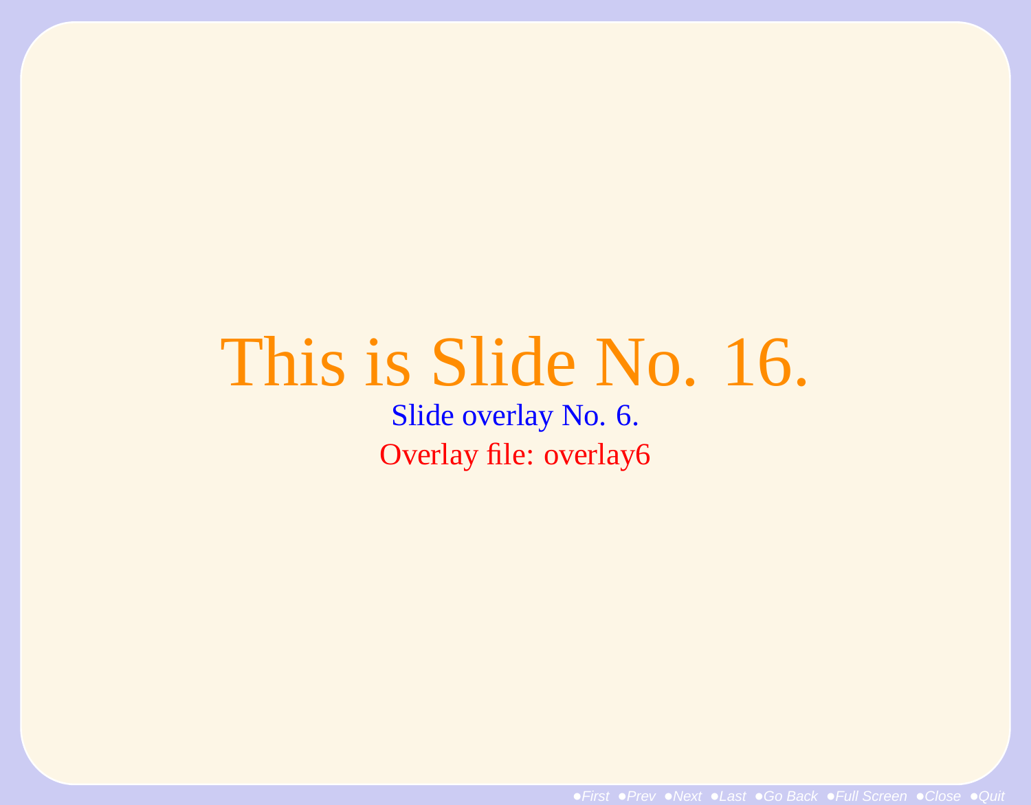# This is Slide No. 16.

Slide overlay No. 6.

Overlay file: overlay6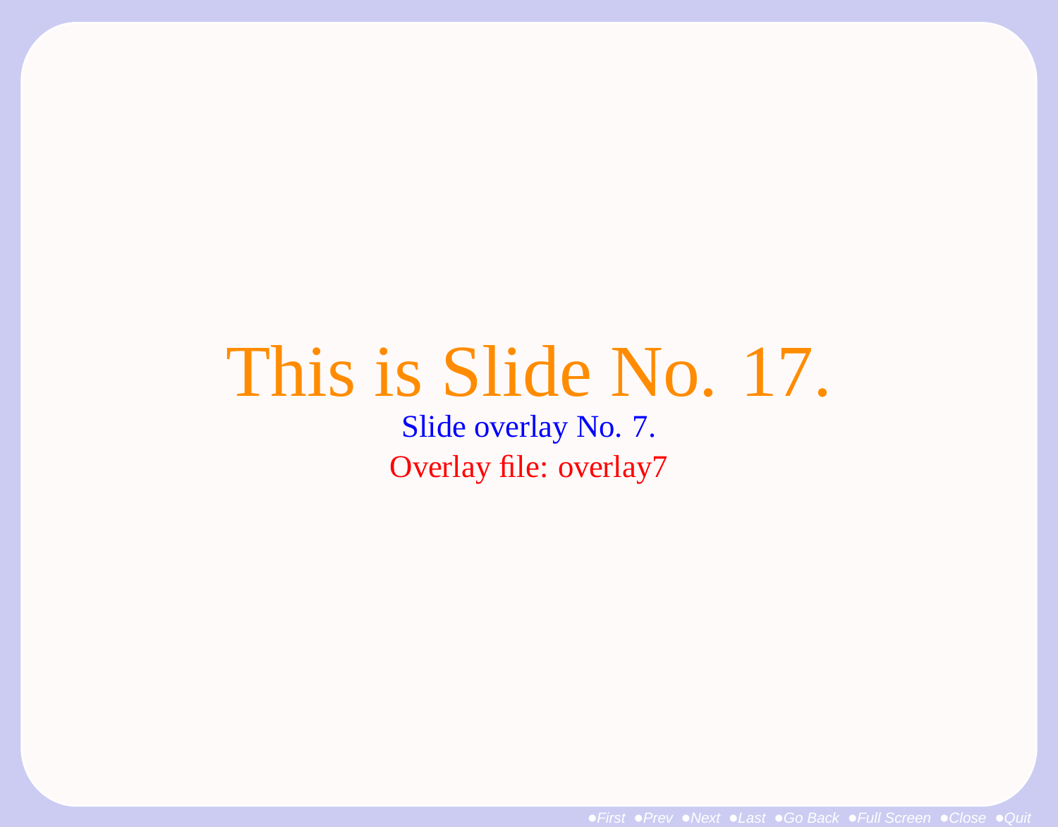# This is Slide No. 17.

Slide overlay No. 7.

Overlay file: overlay7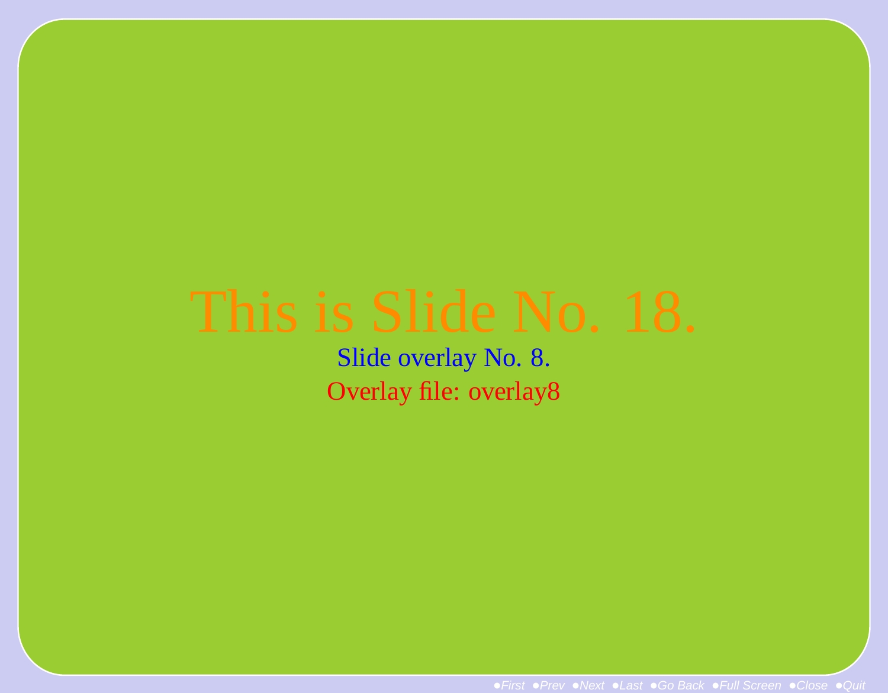# This is Slide No. 18.

Slide overlay No. 8.

Overlay file: overlay8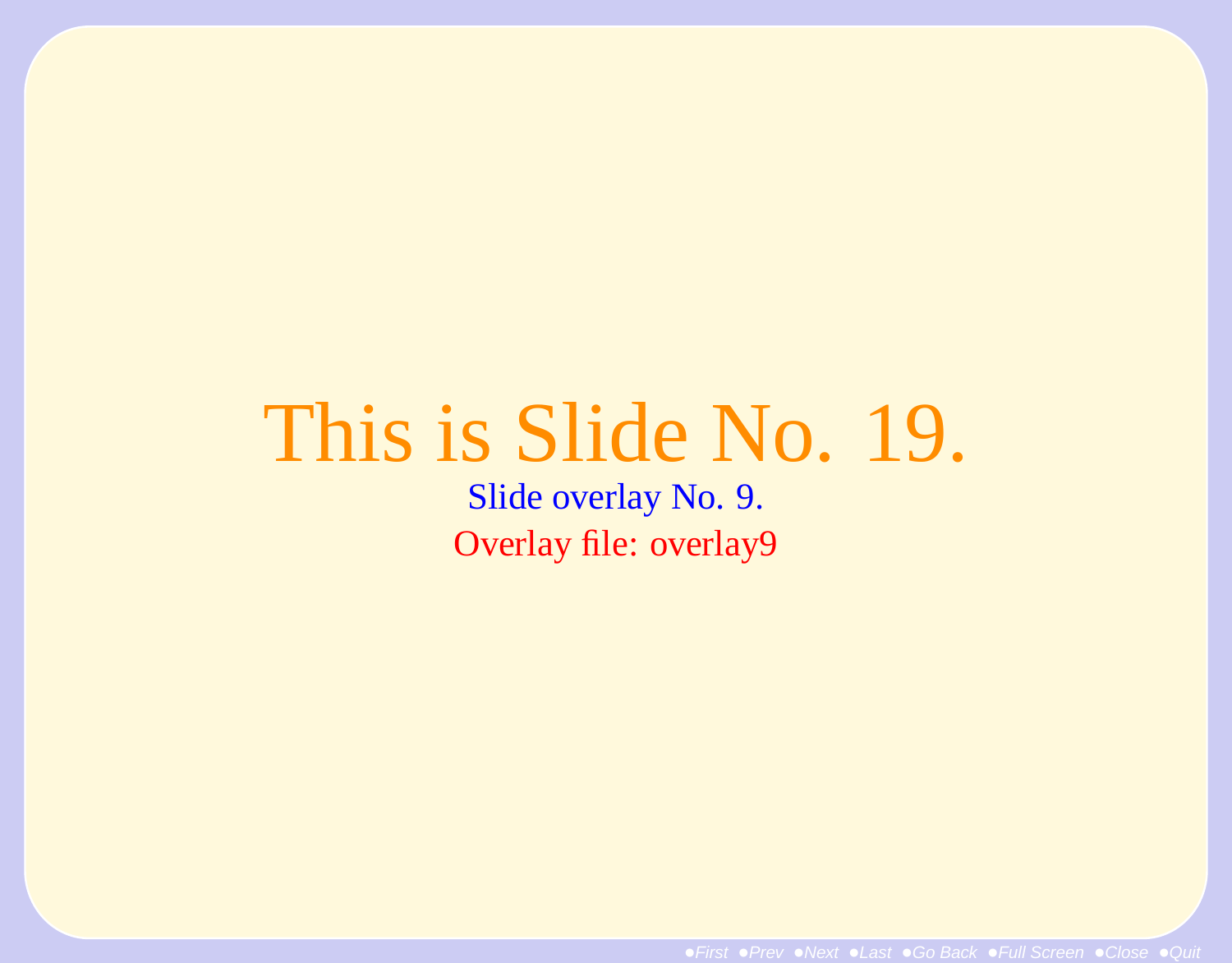# This is Slide No. 19.

Slide overlay No. 9.

Overlay file: overlay9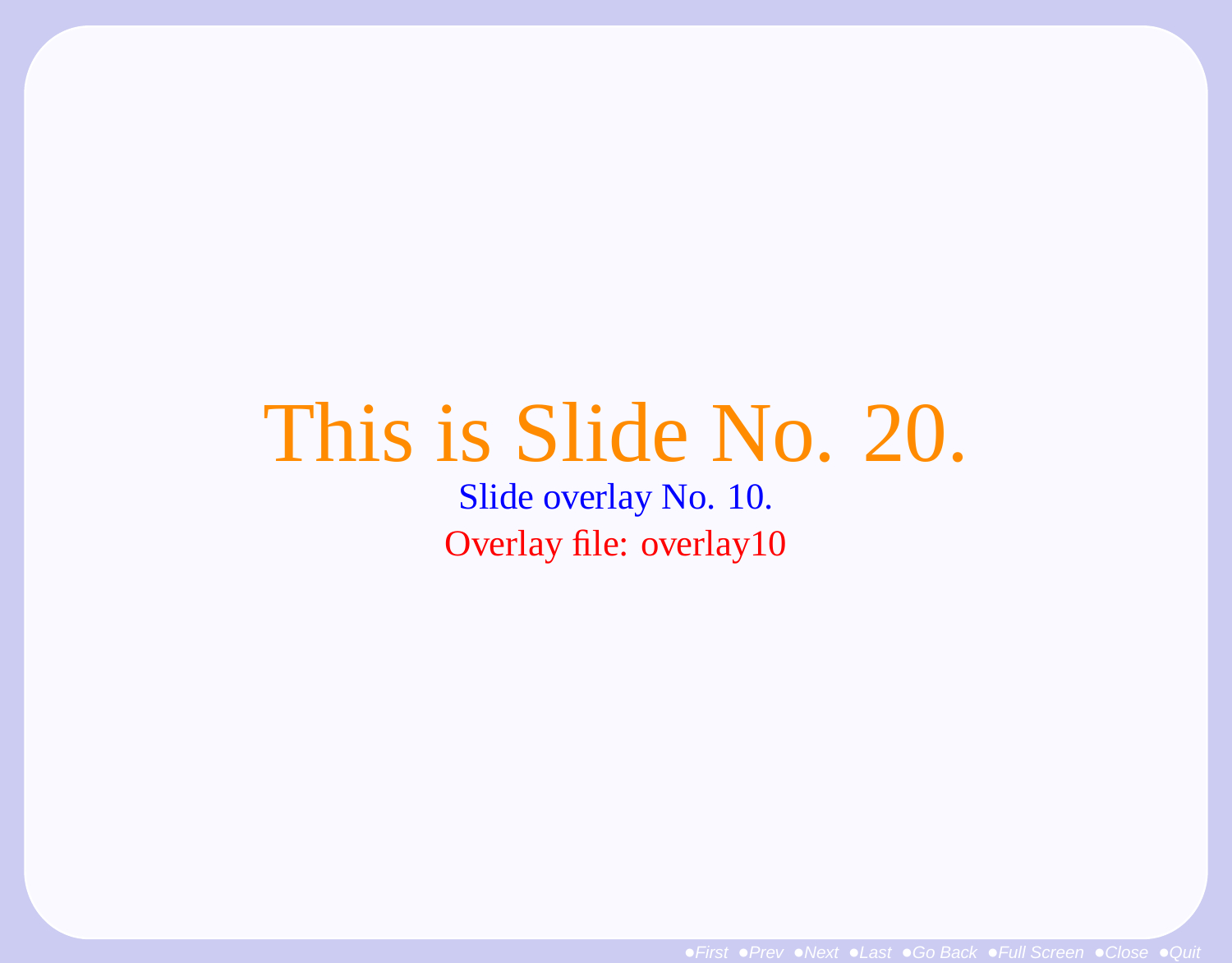# This is Slide No. 20.

Slide overlay No. 10.

Overlay file: overlay10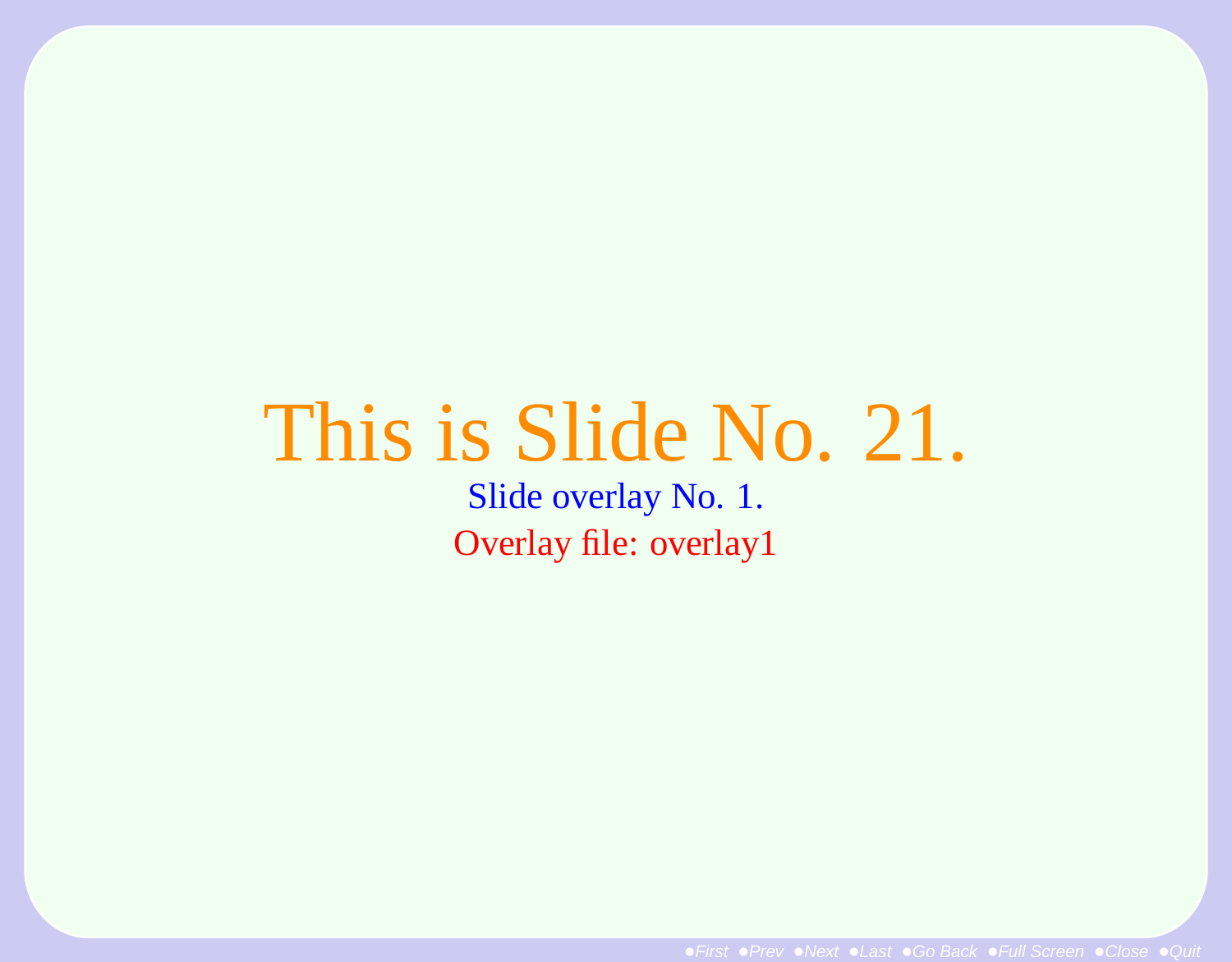# This is Slide No. 21.

Slide overlay No. 1.

Overlay file: overlay1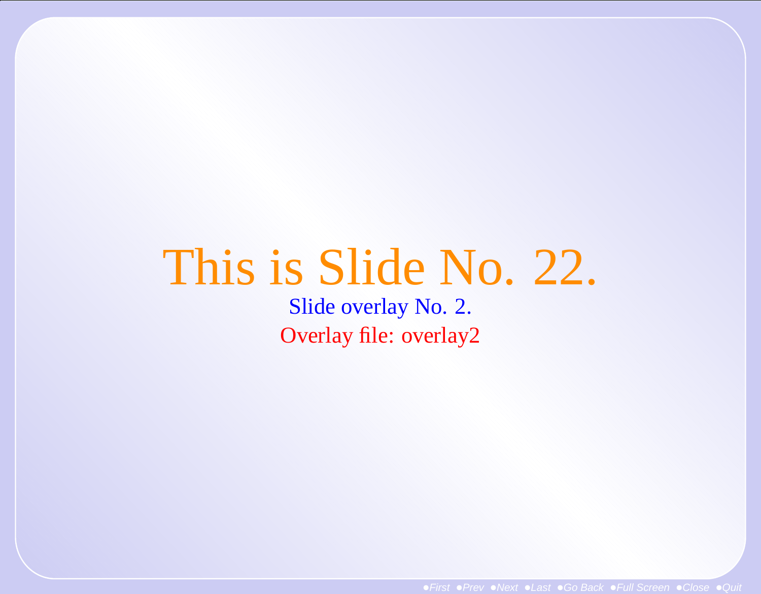# This is Slide No. 22.

Slide overlay No. 2.

Overlay file: overlay2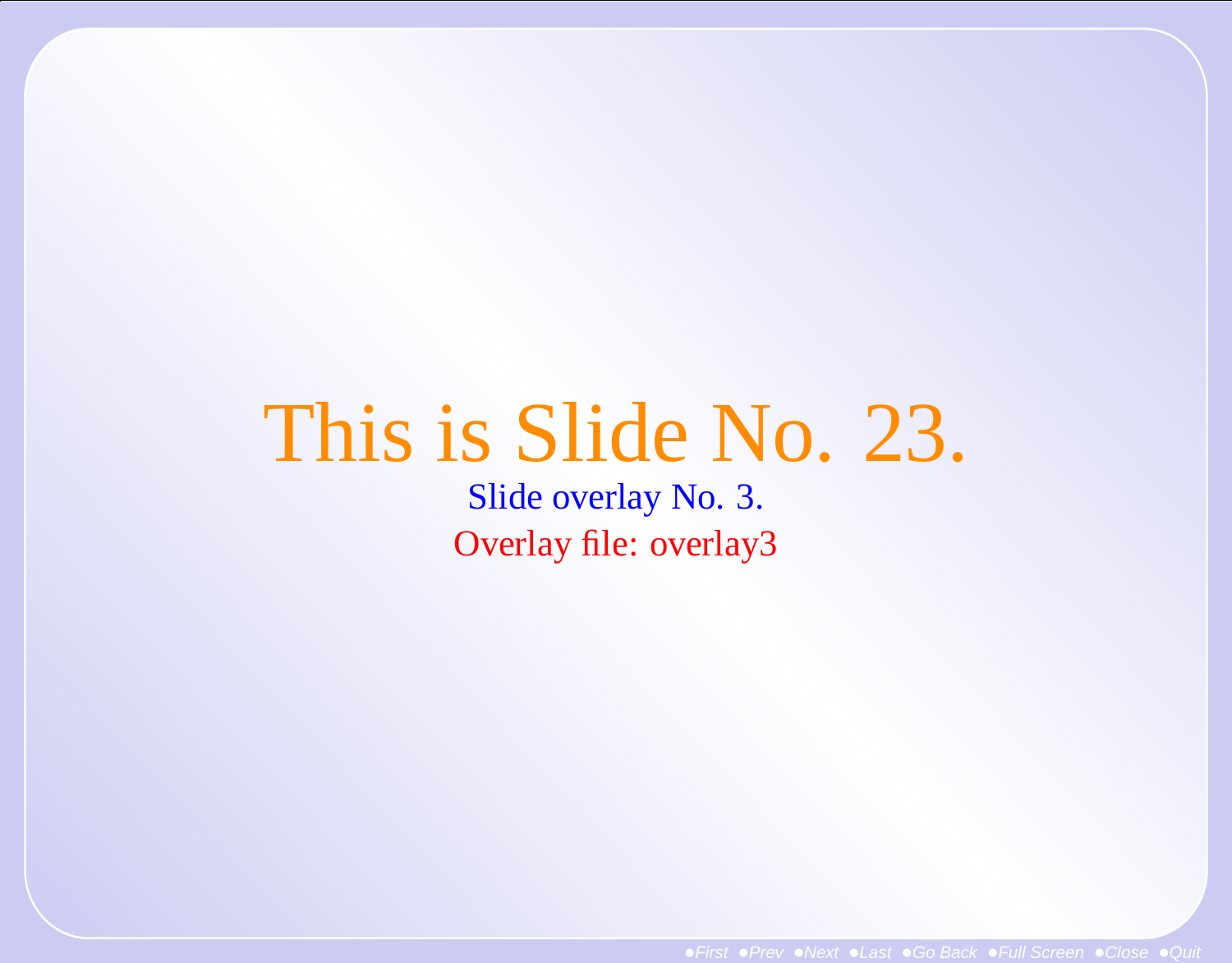# This is Slide No. 23.

Slide overlay No. 3.

Overlay file: overlay3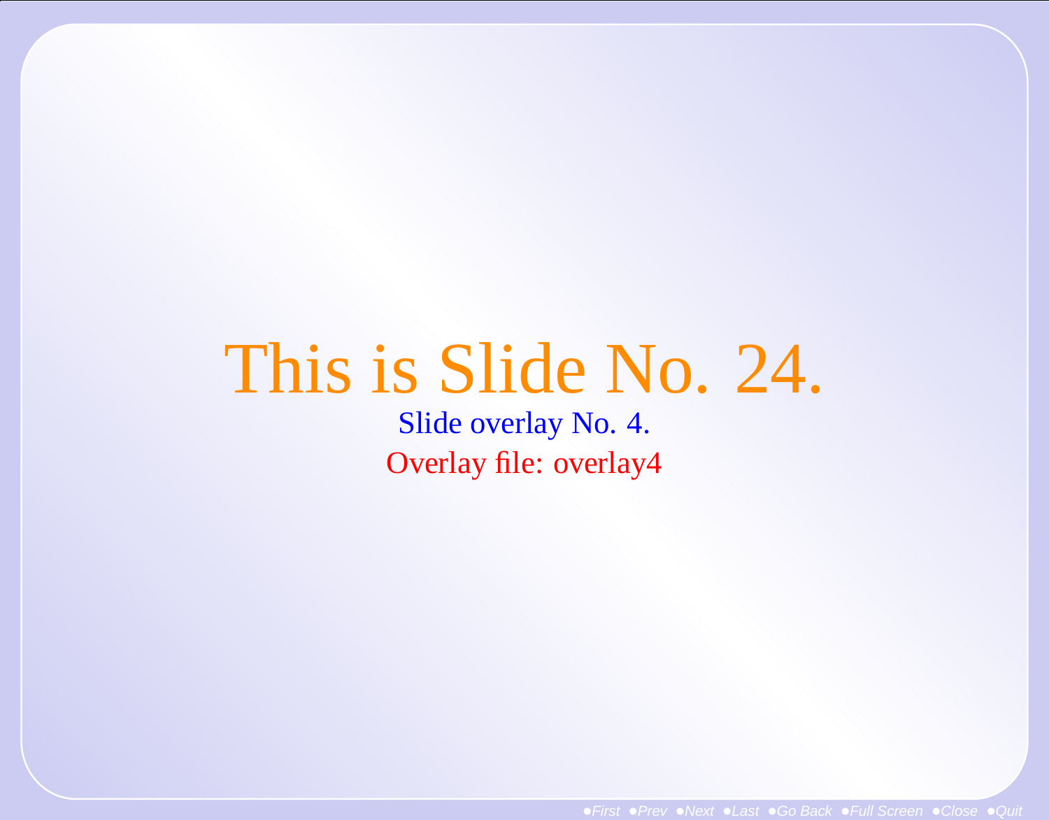# This is Slide No. 24.

Slide overlay No. 4.

Overlay file: overlay4